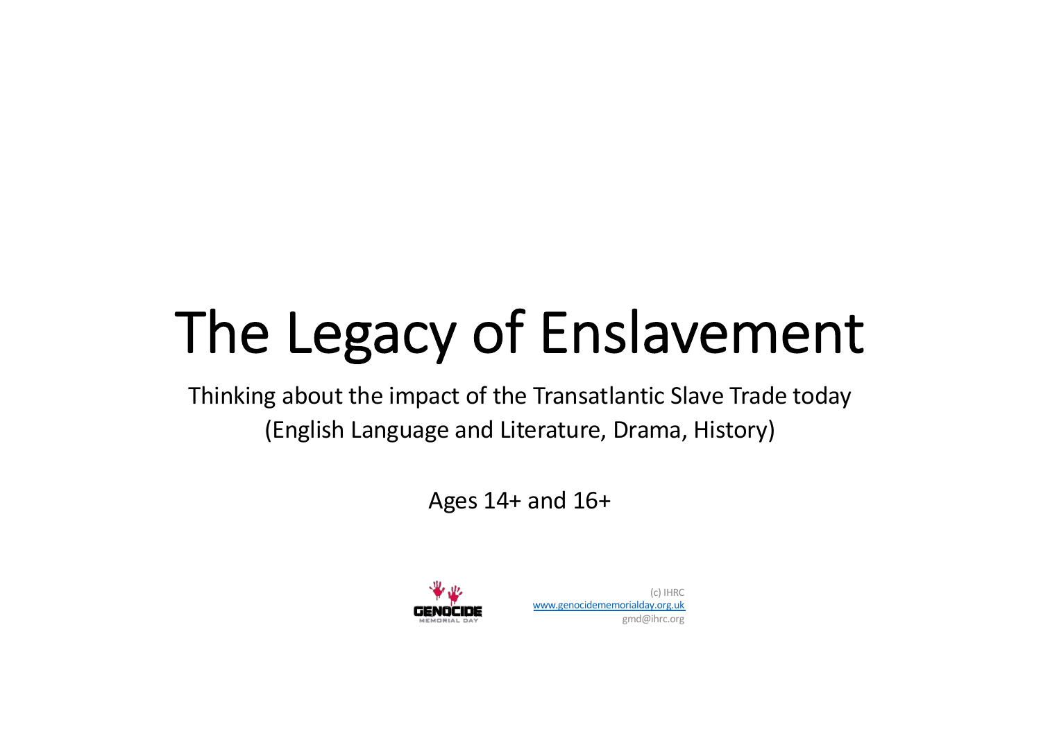# The Legacy of Enslavement

Thinking about the impact of the Transatlantic Slave Trade today
(English Language and Literature, Drama, History)

Ages 14+ and 16+

(c) IHRC
www.genocidememorialday.org.uk
gmd@ihrc.org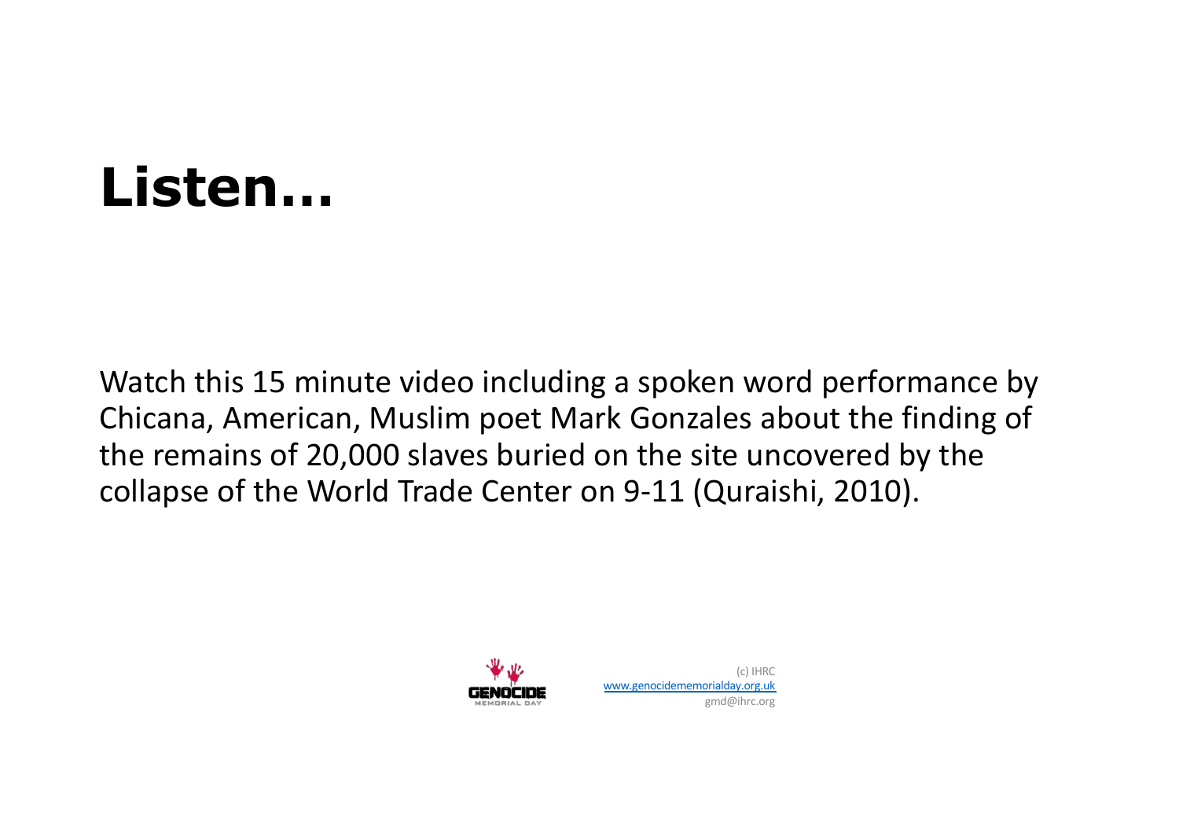# Listen…

Watch this 15 minute video including a spoken word performance by Chicana, American, Muslim poet Mark Gonzales about the finding of the remains of 20,000 slaves buried on the site uncovered by the collapse of the World Trade Center on 9-11 (Quraishi, 2010).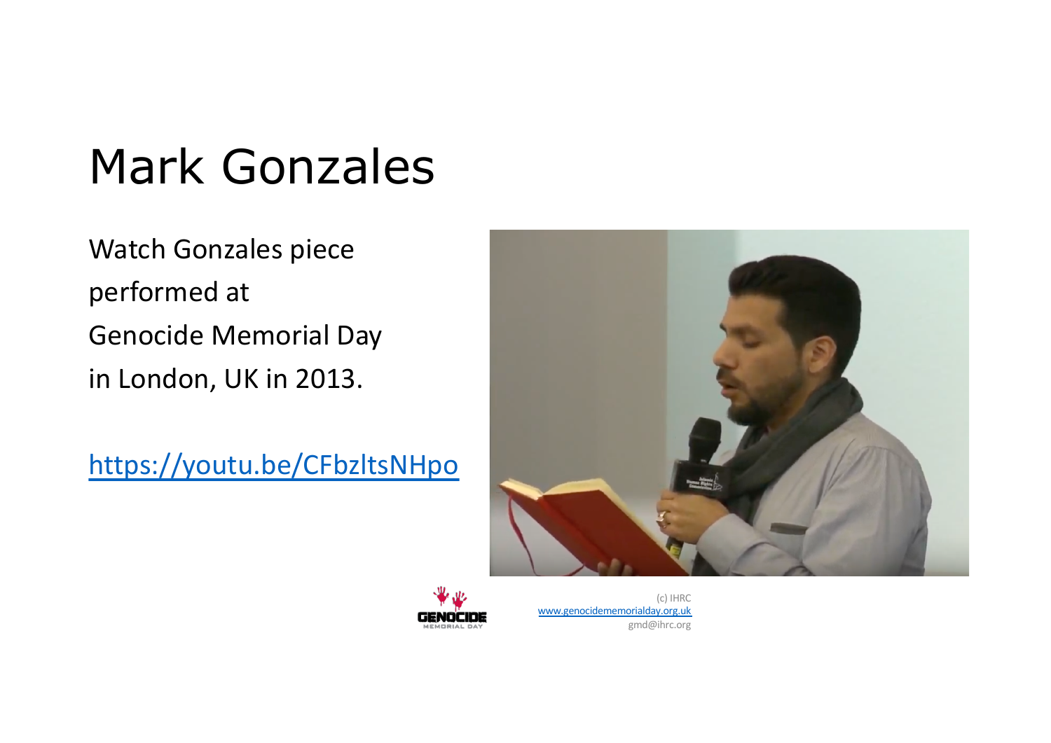# Mark Gonzales

Watch Gonzales piece performed at Genocide Memorial Day in London, UK in 2013.

https://youtu.be/CFbzltsNHpo

(c) IHRC
www.genocidememorialday.org.uk
gmd@ihrc.org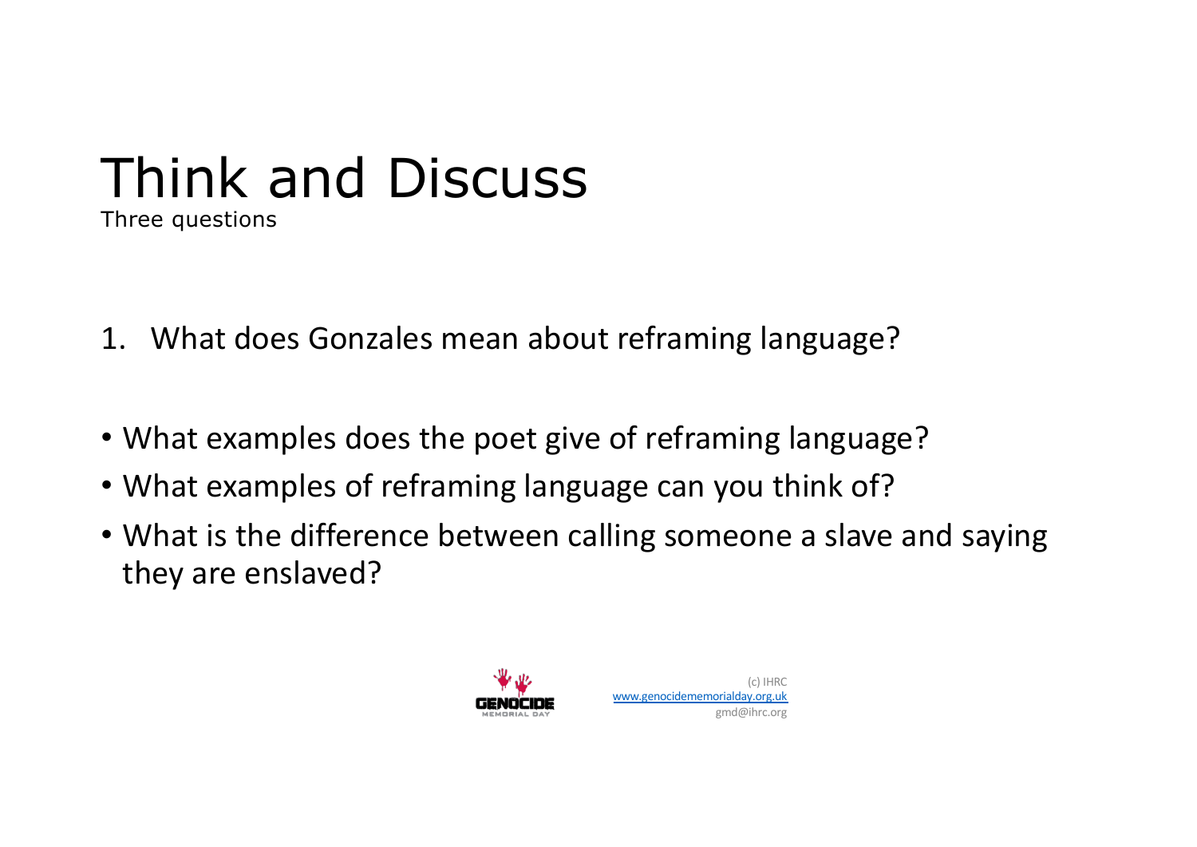# Think and Discuss

Three questions

1. What does Gonzales mean about reframing language?

- What examples does the poet give of reframing language?
- What examples of reframing language can you think of?
- What is the difference between calling someone a slave and saying they are enslaved?

(c) IHRC
www.genocidememorialday.org.uk
gmd@ihrc.org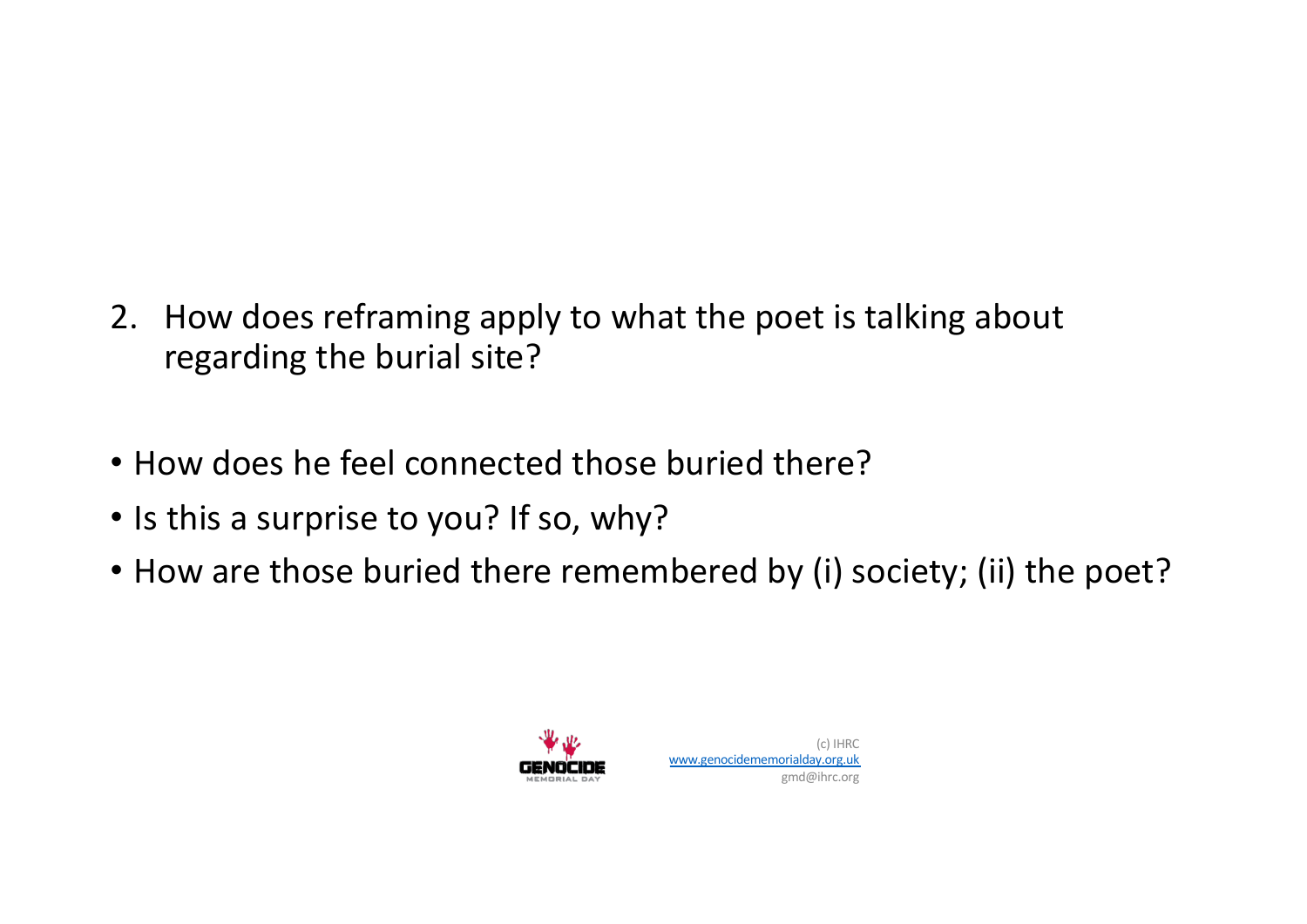2. How does reframing apply to what the poet is talking about regarding the burial site?

- How does he feel connected those buried there?
- Is this a surprise to you? If so, why?
- How are those buried there remembered by (i) society; (ii) the poet?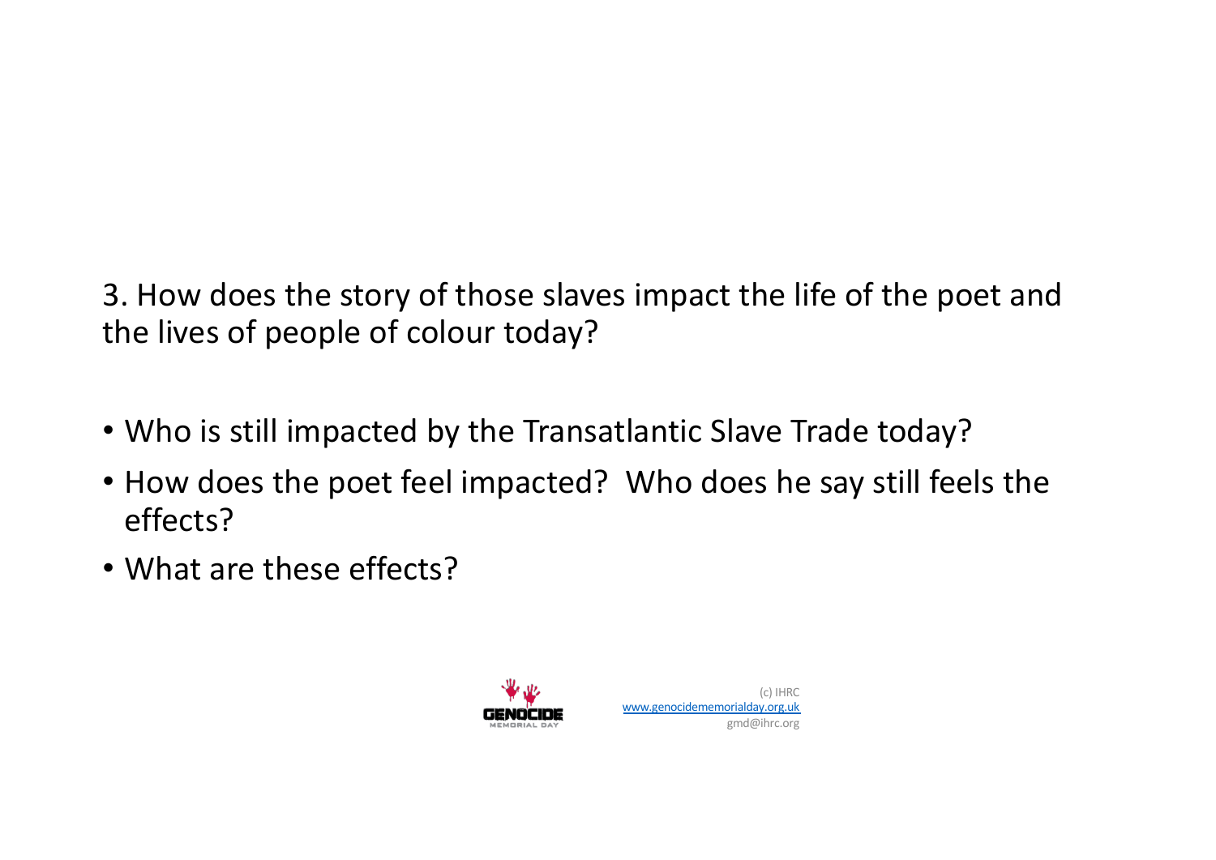3. How does the story of those slaves impact the life of the poet and the lives of people of colour today?

- Who is still impacted by the Transatlantic Slave Trade today?
- How does the poet feel impacted? Who does he say still feels the effects?
- What are these effects?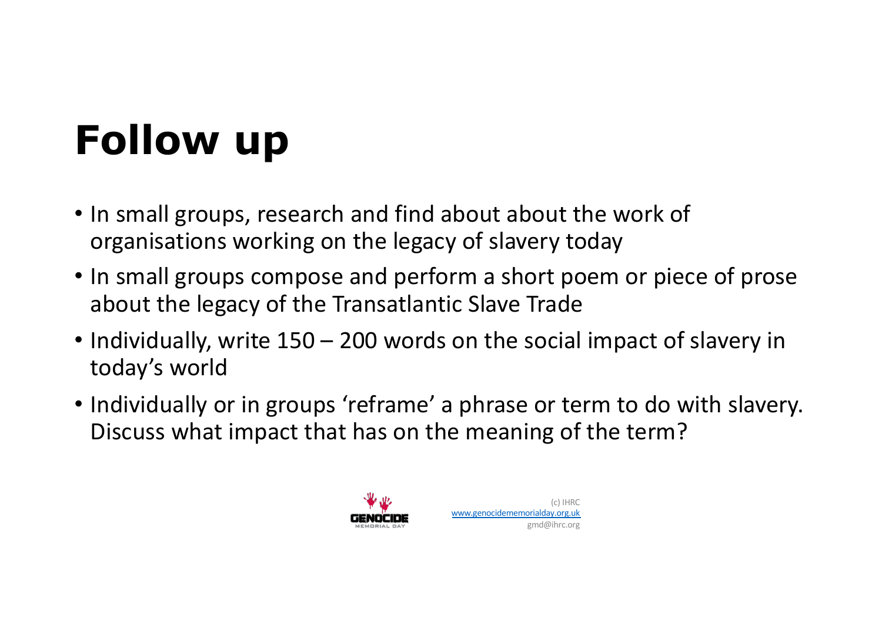# Follow up

- In small groups, research and find about about the work of organisations working on the legacy of slavery today
- In small groups compose and perform a short poem or piece of prose about the legacy of the Transatlantic Slave Trade
- Individually, write 150 – 200 words on the social impact of slavery in today's world
- Individually or in groups 'reframe' a phrase or term to do with slavery. Discuss what impact that has on the meaning of the term?

(c) IHRC
www.genocidememorialday.org.uk
gmd@ihrc.org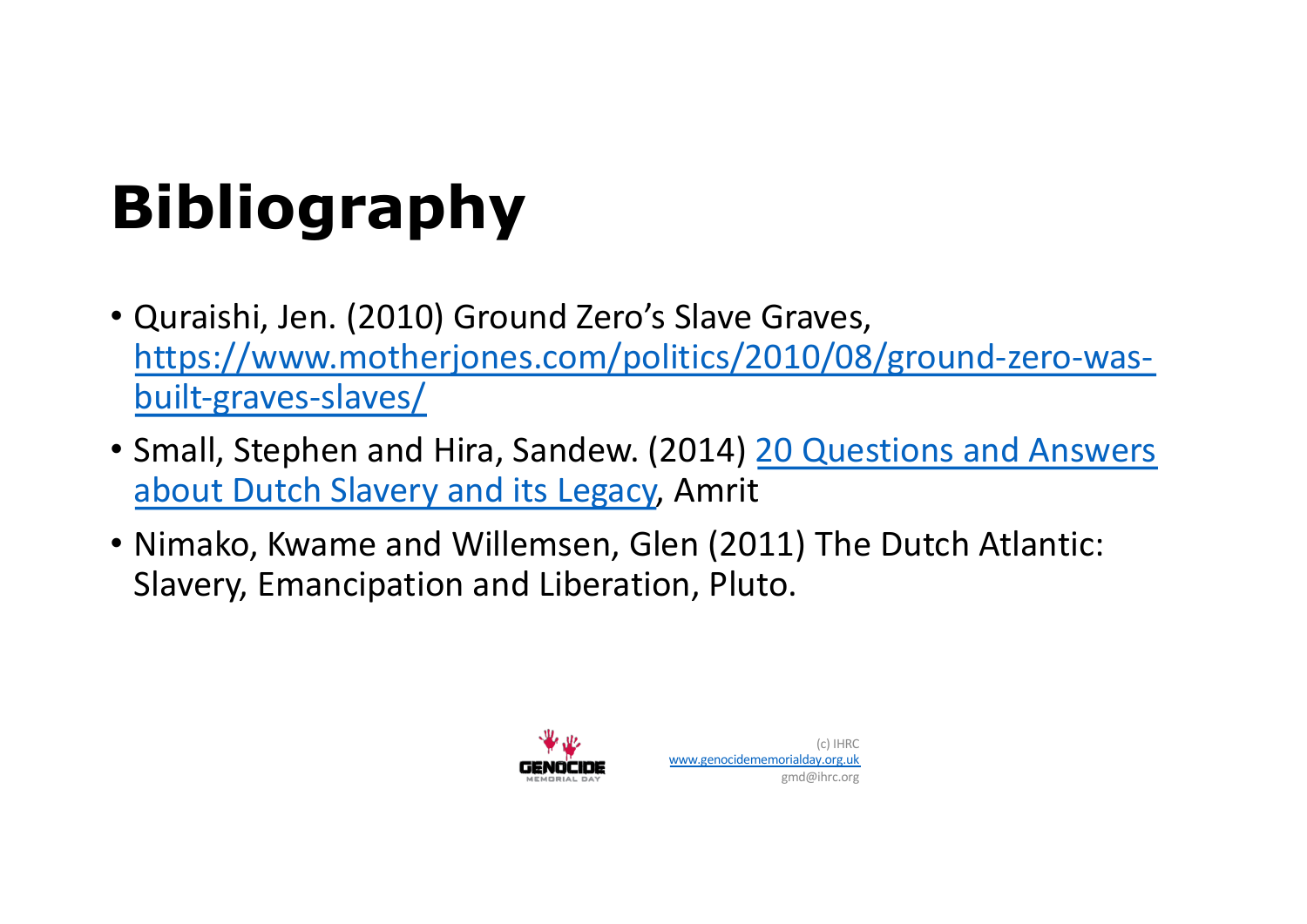# Bibliography

- Quraishi, Jen. (2010) Ground Zero's Slave Graves, https://www.motherjones.com/politics/2010/08/ground-zero-was-built-graves-slaves/
- Small, Stephen and Hira, Sandew. (2014) 20 Questions and Answers about Dutch Slavery and its Legacy, Amrit
- Nimako, Kwame and Willemsen, Glen (2011) The Dutch Atlantic: Slavery, Emancipation and Liberation, Pluto.

(c) IHRC
www.genocidememorialday.org.uk
gmd@ihrc.org